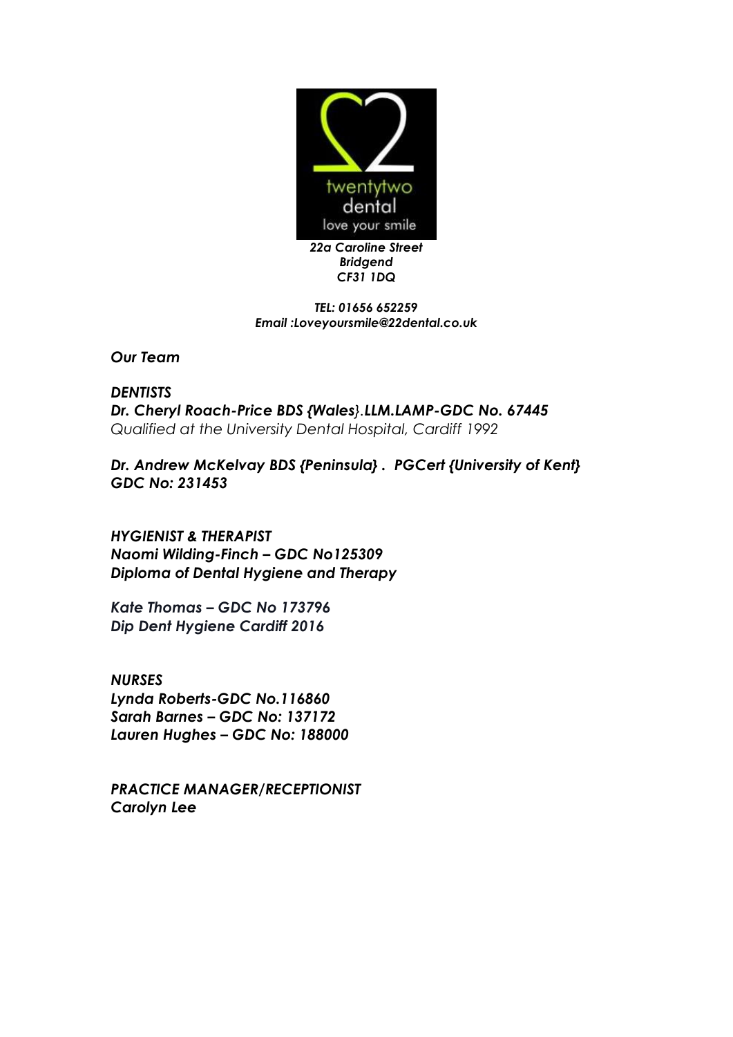twentytwo dental
love your smile

*22a Caroline Street*
*Bridgend*
*CF31 1DQ*

***TEL: 01656 652259***
***Email :Loveyoursmile@22dental.co.uk***

***Our Team***

***DENTISTS***
***Dr. Cheryl Roach-Price BDS {Wales}.LLM.LAMP-GDC No. 67445***
*Qualified at the University Dental Hospital, Cardiff 1992*

***Dr. Andrew McKelvay BDS {Peninsula} . PGCert {University of Kent}***
***GDC No: 231453***

***HYGIENIST & THERAPIST***
***Naomi Wilding-Finch – GDC No125309***
***Diploma of Dental Hygiene and Therapy***

***Kate Thomas – GDC No 173796***
***Dip Dent Hygiene Cardiff 2016***

***NURSES***
***Lynda Roberts-GDC No.116860***
***Sarah Barnes – GDC No: 137172***
***Lauren Hughes – GDC No: 188000***

***PRACTICE MANAGER/RECEPTIONIST***
***Carolyn Lee***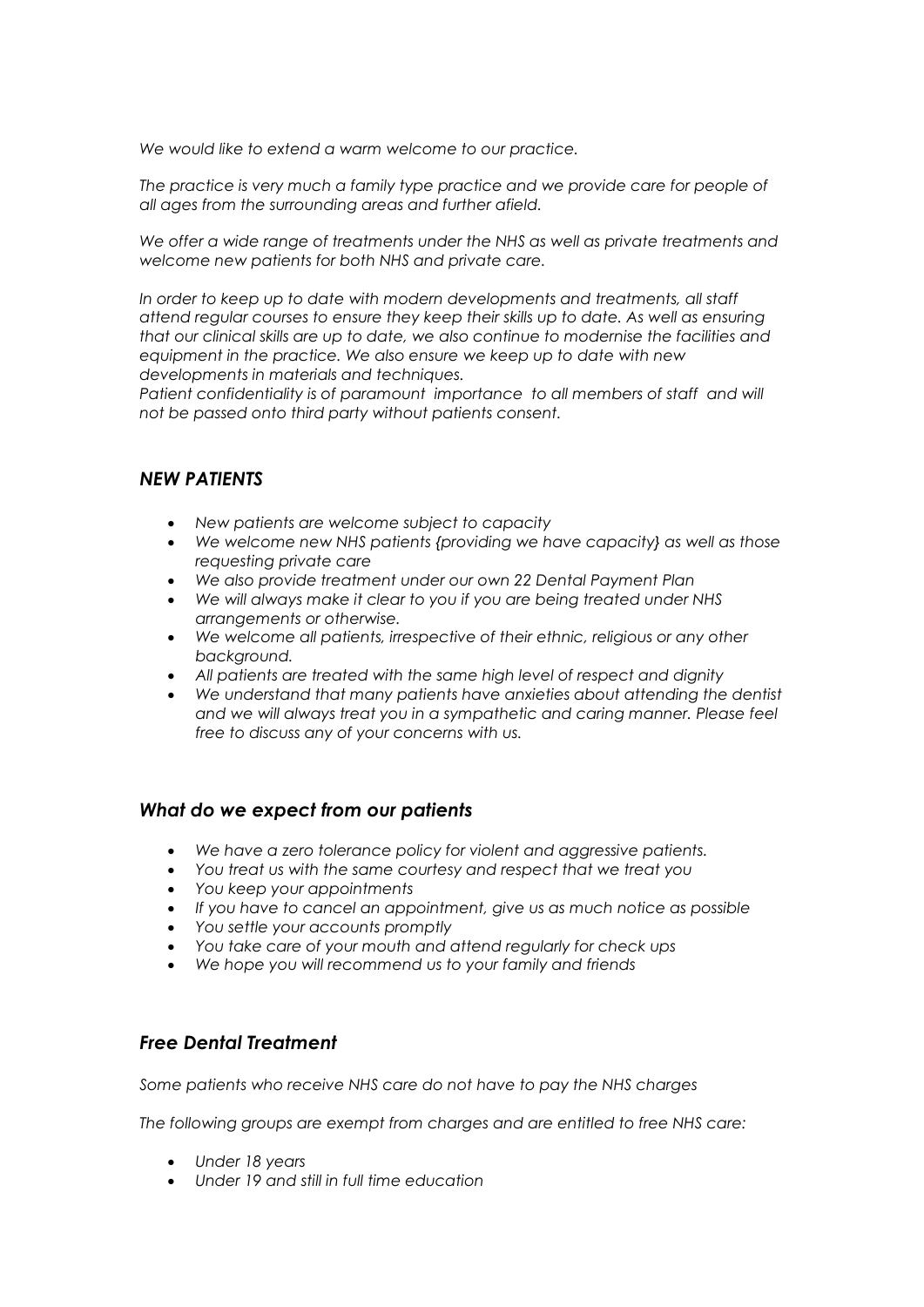*We would like to extend a warm welcome to our practice.*

*The practice is very much a family type practice and we provide care for people of all ages from the surrounding areas and further afield.*

*We offer a wide range of treatments under the NHS as well as private treatments and welcome new patients for both NHS and private care.*

*In order to keep up to date with modern developments and treatments, all staff attend regular courses to ensure they keep their skills up to date. As well as ensuring that our clinical skills are up to date, we also continue to modernise the facilities and equipment in the practice. We also ensure we keep up to date with new developments in materials and techniques.*
*Patient confidentiality is of paramount importance to all members of staff and will not be passed onto third party without patients consent.*

## *NEW PATIENTS*

- *New patients are welcome subject to capacity*
- *We welcome new NHS patients {providing we have capacity} as well as those requesting private care*
- *We also provide treatment under our own 22 Dental Payment Plan*
- *We will always make it clear to you if you are being treated under NHS arrangements or otherwise.*
- *We welcome all patients, irrespective of their ethnic, religious or any other background.*
- *All patients are treated with the same high level of respect and dignity*
- *We understand that many patients have anxieties about attending the dentist and we will always treat you in a sympathetic and caring manner. Please feel free to discuss any of your concerns with us.*

## *What do we expect from our patients*

- *We have a zero tolerance policy for violent and aggressive patients.*
- *You treat us with the same courtesy and respect that we treat you*
- *You keep your appointments*
- *If you have to cancel an appointment, give us as much notice as possible*
- *You settle your accounts promptly*
- *You take care of your mouth and attend regularly for check ups*
- *We hope you will recommend us to your family and friends*

## *Free Dental Treatment*

*Some patients who receive NHS care do not have to pay the NHS charges*

*The following groups are exempt from charges and are entitled to free NHS care:*

- *Under 18 years*
- *Under 19 and still in full time education*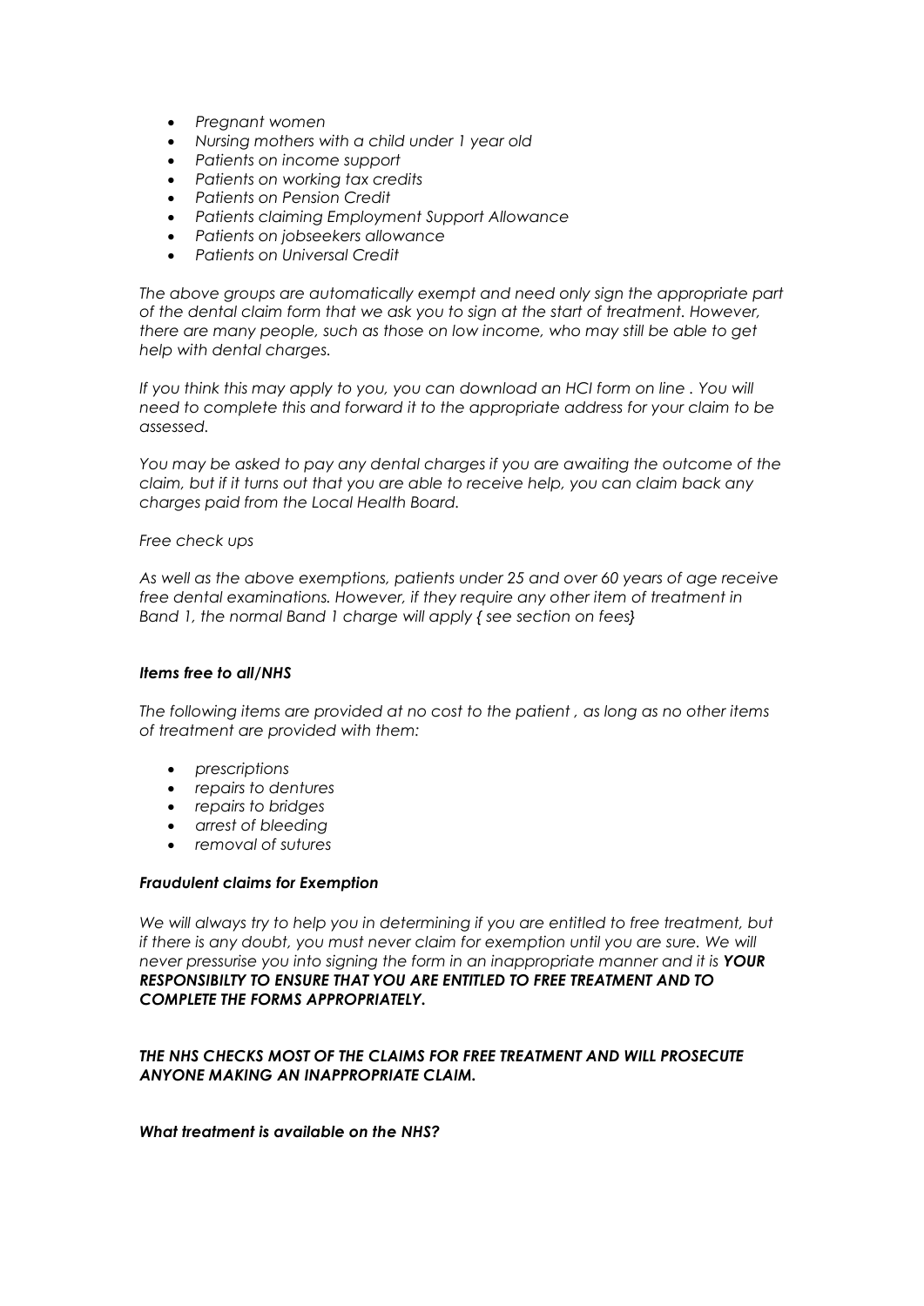- *Pregnant women*
- *Nursing mothers with a child under 1 year old*
- *Patients on income support*
- *Patients on working tax credits*
- *Patients on Pension Credit*
- *Patients claiming Employment Support Allowance*
- *Patients on jobseekers allowance*
- *Patients on Universal Credit*

*The above groups are automatically exempt and need only sign the appropriate part of the dental claim form that we ask you to sign at the start of treatment. However, there are many people, such as those on low income, who may still be able to get help with dental charges.*

*If you think this may apply to you, you can download an HCI form on line . You will need to complete this and forward it to the appropriate address for your claim to be assessed.*

*You may be asked to pay any dental charges if you are awaiting the outcome of the claim, but if it turns out that you are able to receive help, you can claim back any charges paid from the Local Health Board.*

*Free check ups*

*As well as the above exemptions, patients under 25 and over 60 years of age receive free dental examinations. However, if they require any other item of treatment in Band 1, the normal Band 1 charge will apply { see section on fees}*

***Items free to all/NHS***

*The following items are provided at no cost to the patient , as long as no other items of treatment are provided with them:*

- *prescriptions*
- *repairs to dentures*
- *repairs to bridges*
- *arrest of bleeding*
- *removal of sutures*

***Fraudulent claims for Exemption***

*We will always try to help you in determining if you are entitled to free treatment, but if there is any doubt, you must never claim for exemption until you are sure. We will never pressurise you into signing the form in an inappropriate manner and it is **YOUR RESPONSIBILTY TO ENSURE THAT YOU ARE ENTITLED TO FREE TREATMENT AND TO COMPLETE THE FORMS APPROPRIATELY.***

***THE NHS CHECKS MOST OF THE CLAIMS FOR FREE TREATMENT AND WILL PROSECUTE ANYONE MAKING AN INAPPROPRIATE CLAIM.***

***What treatment is available on the NHS?***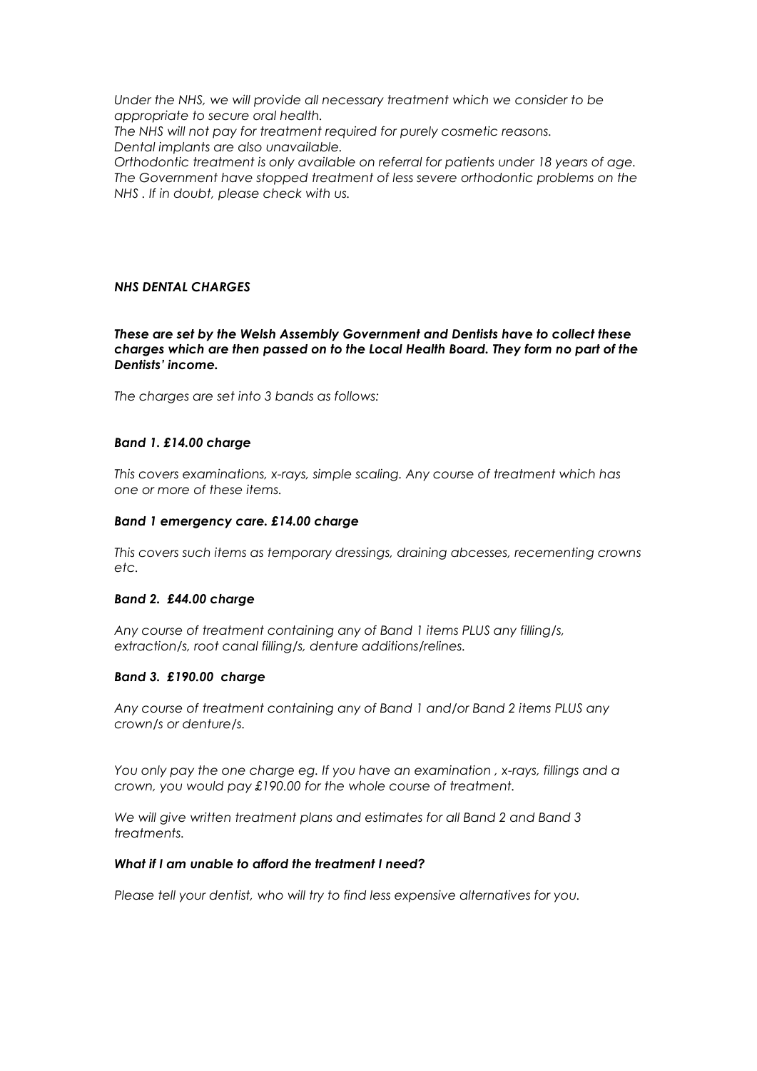*Under the NHS, we will provide all necessary treatment which we consider to be appropriate to secure oral health.*
*The NHS will not pay for treatment required for purely cosmetic reasons.*
*Dental implants are also unavailable.*
*Orthodontic treatment is only available on referral for patients under 18 years of age. The Government have stopped treatment of less severe orthodontic problems on the NHS . If in doubt, please check with us.*

***NHS DENTAL CHARGES***

***These are set by the Welsh Assembly Government and Dentists have to collect these charges which are then passed on to the Local Health Board. They form no part of the Dentists' income.***

*The charges are set into 3 bands as follows:*

***Band 1. £14.00 charge***

*This covers examinations, x-rays, simple scaling. Any course of treatment which has one or more of these items.*

***Band 1 emergency care. £14.00 charge***

*This covers such items as temporary dressings, draining abcesses, recementing crowns etc.*

***Band 2. £44.00 charge***

*Any course of treatment containing any of Band 1 items PLUS any filling/s, extraction/s, root canal filling/s, denture additions/relines.*

***Band 3. £190.00 charge***

*Any course of treatment containing any of Band 1 and/or Band 2 items PLUS any crown/s or denture/s.*

*You only pay the one charge eg. If you have an examination , x-rays, fillings and a crown, you would pay £190.00 for the whole course of treatment.*

*We will give written treatment plans and estimates for all Band 2 and Band 3 treatments.*

***What if I am unable to afford the treatment I need?***

*Please tell your dentist, who will try to find less expensive alternatives for you.*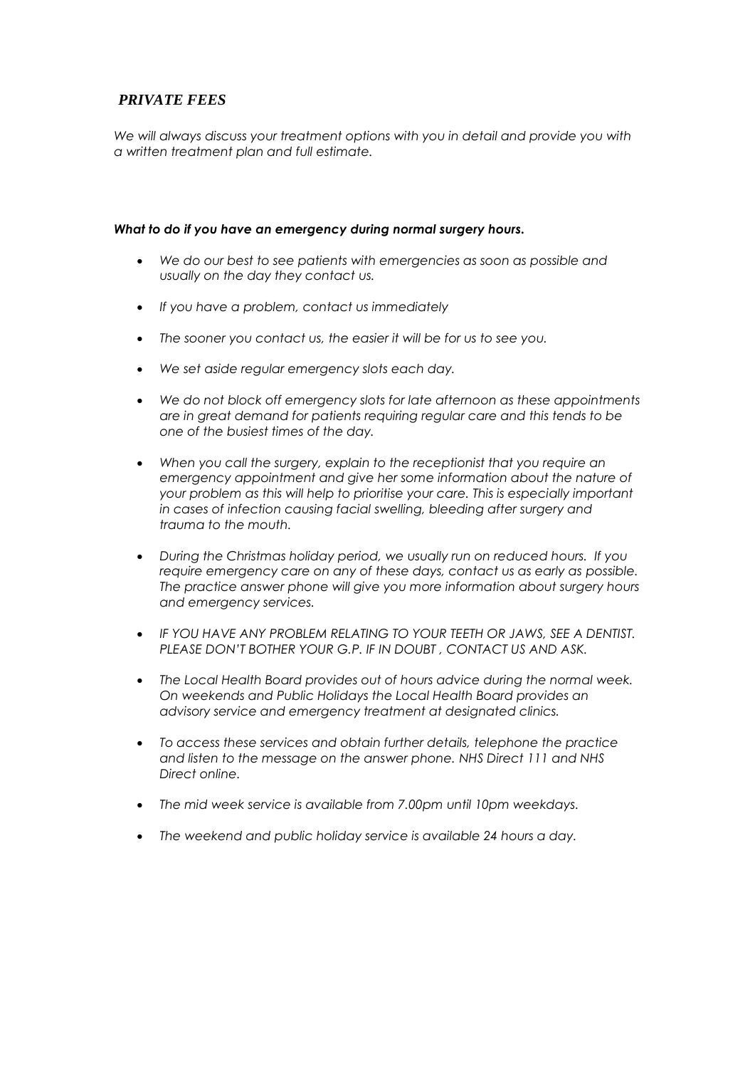## *PRIVATE FEES*

*We will always discuss your treatment options with you in detail and provide you with a written treatment plan and full estimate.*

***What to do if you have an emergency during normal surgery hours.***

- *We do our best to see patients with emergencies as soon as possible and usually on the day they contact us.*
- *If you have a problem, contact us immediately*
- *The sooner you contact us, the easier it will be for us to see you.*
- *We set aside regular emergency slots each day.*
- *We do not block off emergency slots for late afternoon as these appointments are in great demand for patients requiring regular care and this tends to be one of the busiest times of the day.*
- *When you call the surgery, explain to the receptionist that you require an emergency appointment and give her some information about the nature of your problem as this will help to prioritise your care. This is especially important in cases of infection causing facial swelling, bleeding after surgery and trauma to the mouth.*
- *During the Christmas holiday period, we usually run on reduced hours. If you require emergency care on any of these days, contact us as early as possible. The practice answer phone will give you more information about surgery hours and emergency services.*
- *IF YOU HAVE ANY PROBLEM RELATING TO YOUR TEETH OR JAWS, SEE A DENTIST. PLEASE DON'T BOTHER YOUR G.P. IF IN DOUBT , CONTACT US AND ASK.*
- *The Local Health Board provides out of hours advice during the normal week. On weekends and Public Holidays the Local Health Board provides an advisory service and emergency treatment at designated clinics.*
- *To access these services and obtain further details, telephone the practice and listen to the message on the answer phone. NHS Direct 111 and NHS Direct online.*
- *The mid week service is available from 7.00pm until 10pm weekdays.*
- *The weekend and public holiday service is available 24 hours a day.*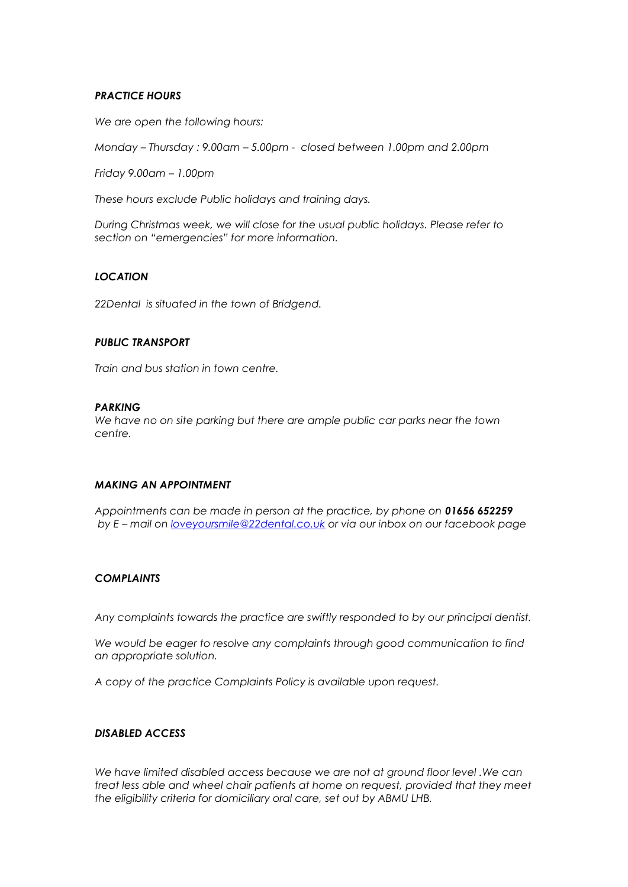### *PRACTICE HOURS*

*We are open the following hours:*

*Monday – Thursday : 9.00am – 5.00pm - closed between 1.00pm and 2.00pm*

*Friday 9.00am – 1.00pm*

*These hours exclude Public holidays and training days.*

*During Christmas week, we will close for the usual public holidays. Please refer to section on "emergencies" for more information.*

### *LOCATION*

*22Dental is situated in the town of Bridgend.*

### *PUBLIC TRANSPORT*

*Train and bus station in town centre.*

### *PARKING*

*We have no on site parking but there are ample public car parks near the town centre.*

### *MAKING AN APPOINTMENT*

*Appointments can be made in person at the practice, by phone on* ***01656 652259*** *by E – mail on [loveyoursmile@22dental.co.uk](mailto:loveyoursmile@22dental.co.uk) or via our inbox on our facebook page*

### *COMPLAINTS*

*Any complaints towards the practice are swiftly responded to by our principal dentist.*

*We would be eager to resolve any complaints through good communication to find an appropriate solution.*

*A copy of the practice Complaints Policy is available upon request.*

### *DISABLED ACCESS*

*We have limited disabled access because we are not at ground floor level .We can treat less able and wheel chair patients at home on request, provided that they meet the eligibility criteria for domiciliary oral care, set out by ABMU LHB.*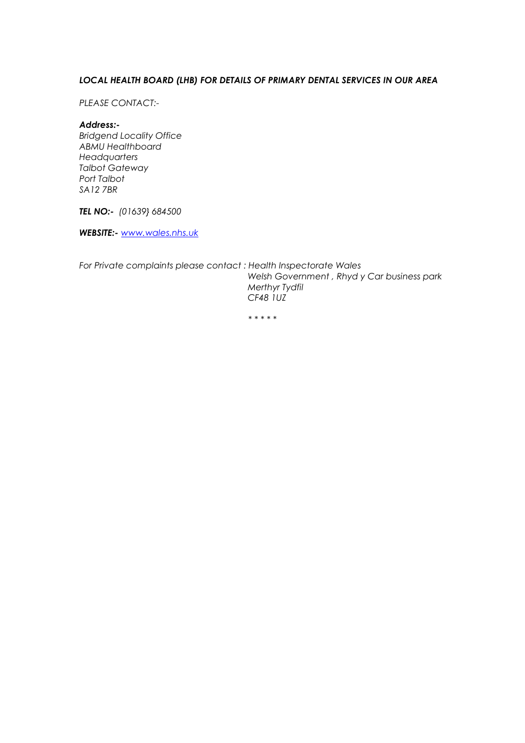***LOCAL HEALTH BOARD (LHB) FOR DETAILS OF PRIMARY DENTAL SERVICES IN OUR AREA***

*PLEASE CONTACT:-*

***Address:-***  
*Bridgend Locality Office*  
*ABMU Healthboard*  
*Headquarters*  
*Talbot Gateway*  
*Port Talbot*  
*SA12 7BR*

***TEL NO:-*** *(01639} 684500*

***WEBSITE:-*** *[www.wales.nhs.uk](http://www.wales.nhs.uk)*

*For Private complaints please contact : Health Inspectorate Wales*  
*Welsh Government , Rhyd y Car business park*  
*Merthyr Tydfil*  
*CF48 1UZ*

*\* \* \* \* \**